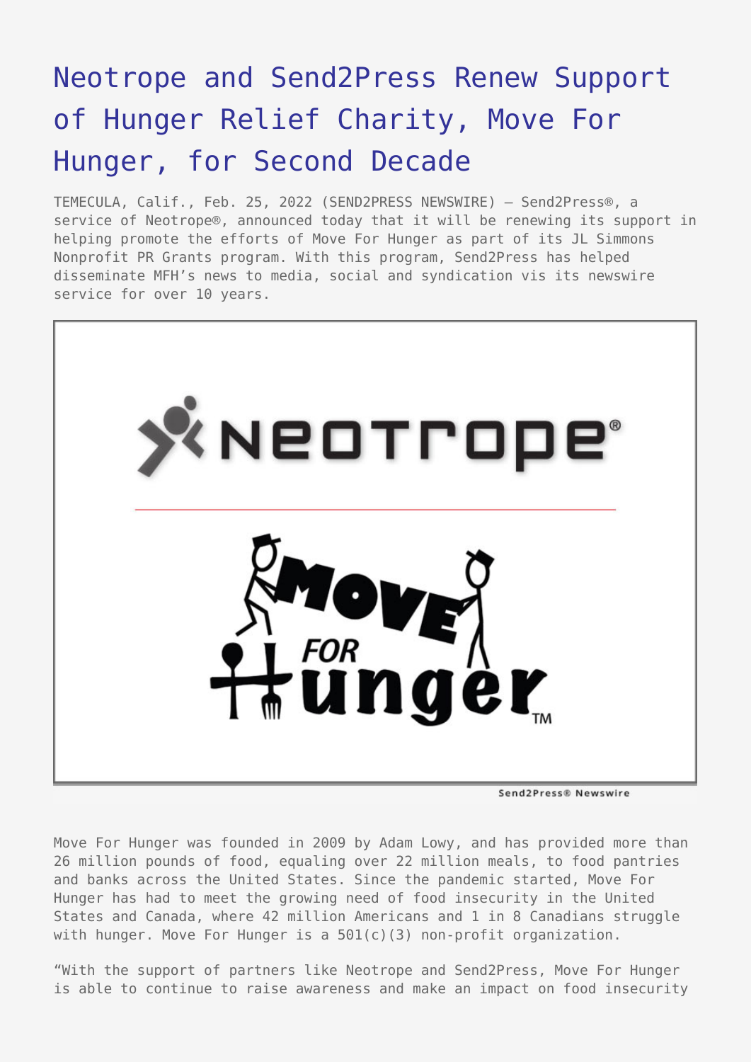# Neotrope and Send2Press Renew Support of Hunger Relief Charity, Move For Hunger, for Second Decade

TEMECULA, Calif., Feb. 25, 2022 (SEND2PRESS NEWSWIRE) — Send2Press®, a service of Neotrope®, announced today that it will be renewing its support in helping promote the efforts of Move For Hunger as part of its JL Simmons Nonprofit PR Grants program. With this program, Send2Press has helped disseminate MFH's news to media, social and syndication vis its newswire service for over 10 years.

Move For Hunger was founded in 2009 by Adam Lowy, and has provided more than 26 million pounds of food, equaling over 22 million meals, to food pantries and banks across the United States. Since the pandemic started, Move For Hunger has had to meet the growing need of food insecurity in the United States and Canada, where 42 million Americans and 1 in 8 Canadians struggle with hunger. Move For Hunger is a 501(c)(3) non-profit organization.

"With the support of partners like Neotrope and Send2Press, Move For Hunger is able to continue to raise awareness and make an impact on food insecurity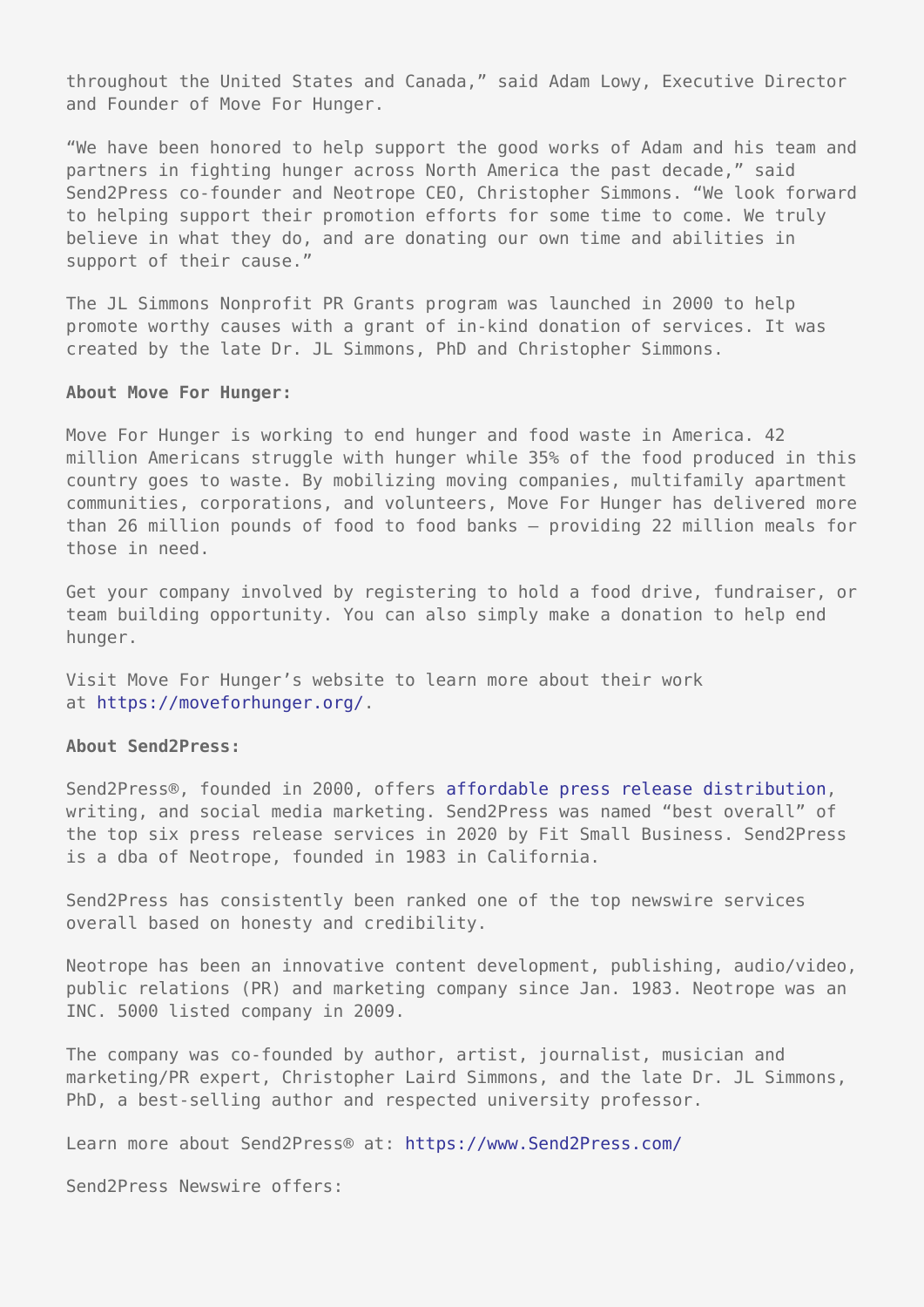throughout the United States and Canada," said Adam Lowy, Executive Director and Founder of Move For Hunger.

"We have been honored to help support the good works of Adam and his team and partners in fighting hunger across North America the past decade," said Send2Press co-founder and Neotrope CEO, Christopher Simmons. "We look forward to helping support their promotion efforts for some time to come. We truly believe in what they do, and are donating our own time and abilities in support of their cause."

The JL Simmons Nonprofit PR Grants program was launched in 2000 to help promote worthy causes with a grant of in-kind donation of services. It was created by the late Dr. JL Simmons, PhD and Christopher Simmons.

**About Move For Hunger:**

Move For Hunger is working to end hunger and food waste in America. 42 million Americans struggle with hunger while 35% of the food produced in this country goes to waste. By mobilizing moving companies, multifamily apartment communities, corporations, and volunteers, Move For Hunger has delivered more than 26 million pounds of food to food banks – providing 22 million meals for those in need.

Get your company involved by registering to hold a food drive, fundraiser, or team building opportunity. You can also simply make a donation to help end hunger.

Visit Move For Hunger's website to learn more about their work at https://moveforhunger.org/.

**About Send2Press:**

Send2Press®, founded in 2000, offers affordable press release distribution, writing, and social media marketing. Send2Press was named "best overall" of the top six press release services in 2020 by Fit Small Business. Send2Press is a dba of Neotrope, founded in 1983 in California.

Send2Press has consistently been ranked one of the top newswire services overall based on honesty and credibility.

Neotrope has been an innovative content development, publishing, audio/video, public relations (PR) and marketing company since Jan. 1983. Neotrope was an INC. 5000 listed company in 2009.

The company was co-founded by author, artist, journalist, musician and marketing/PR expert, Christopher Laird Simmons, and the late Dr. JL Simmons, PhD, a best-selling author and respected university professor.

Learn more about Send2Press® at: https://www.Send2Press.com/

Send2Press Newswire offers: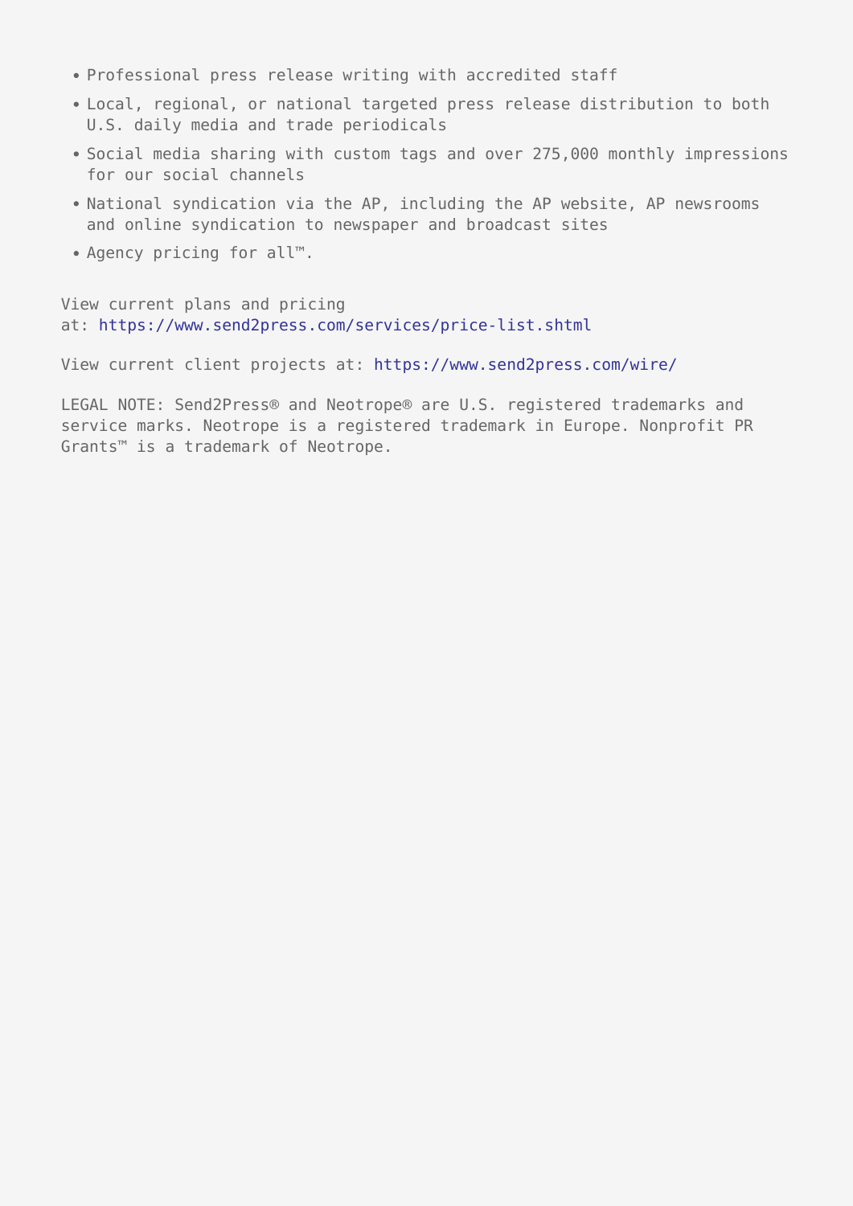- Professional press release writing with accredited staff
- Local, regional, or national targeted press release distribution to both U.S. daily media and trade periodicals
- Social media sharing with custom tags and over 275,000 monthly impressions for our social channels
- National syndication via the AP, including the AP website, AP newsrooms and online syndication to newspaper and broadcast sites
- Agency pricing for all™.

View current plans and pricing at: https://www.send2press.com/services/price-list.shtml

View current client projects at: https://www.send2press.com/wire/

LEGAL NOTE: Send2Press® and Neotrope® are U.S. registered trademarks and service marks. Neotrope is a registered trademark in Europe. Nonprofit PR Grants™ is a trademark of Neotrope.